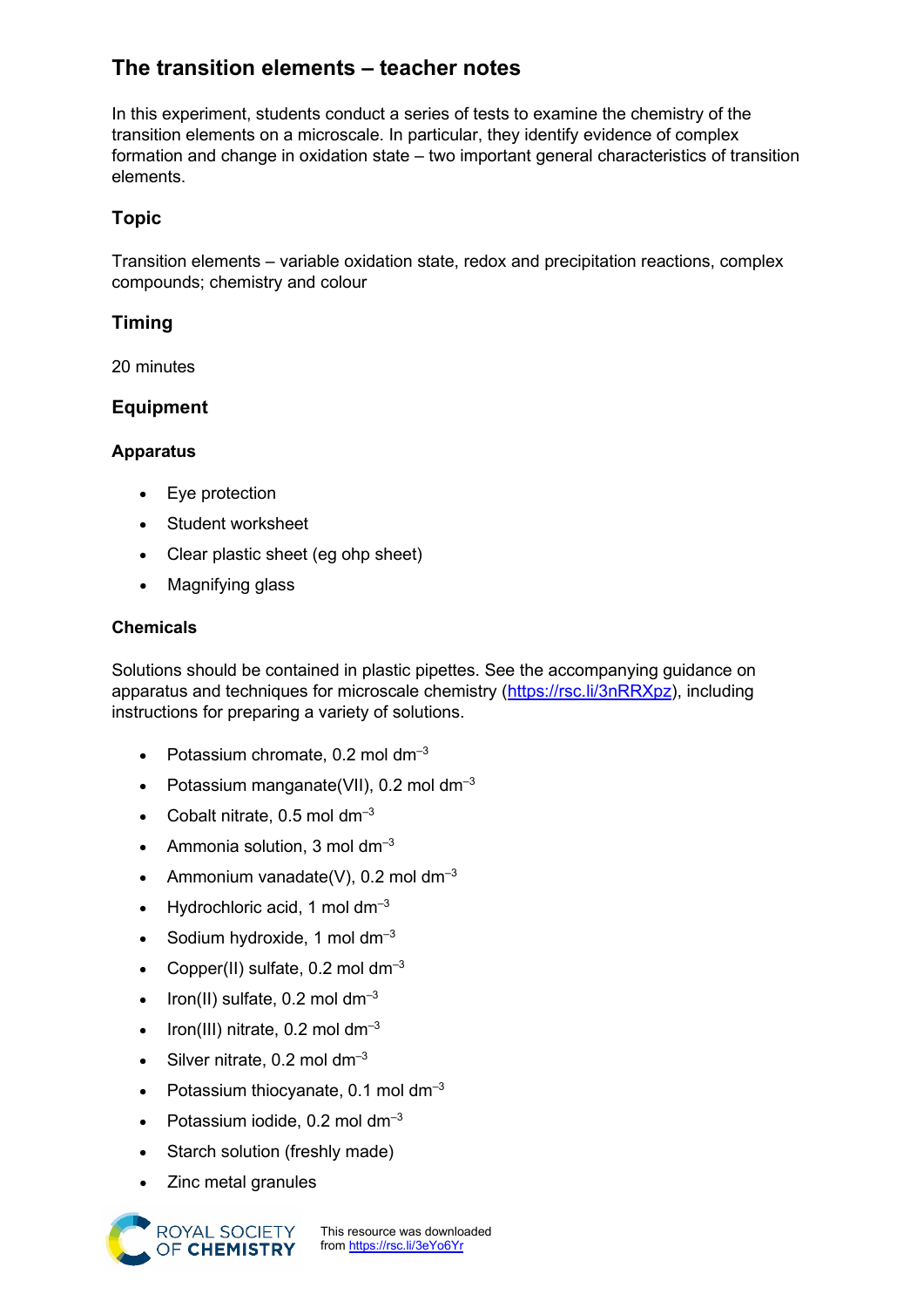# The transition elements – teacher notes

In this experiment, students conduct a series of tests to examine the chemistry of the transition elements on a microscale. In particular, they identify evidence of complex formation and change in oxidation state – two important general characteristics of transition elements.

## Topic

Transition elements – variable oxidation state, redox and precipitation reactions, complex compounds; chemistry and colour

## Timing

20 minutes

## Equipment

### Apparatus

- Eye protection
- Student worksheet
- Clear plastic sheet (eg ohp sheet)
- Magnifying glass

### Chemicals

Solutions should be contained in plastic pipettes. See the accompanying guidance on apparatus and techniques for microscale chemistry (https://rsc.li/3nRRXpz), including instructions for preparing a variety of solutions.

- Potassium chromate, 0.2 mol dm$^{-3}$
- Potassium manganate(VII), 0.2 mol dm$^{-3}$
- Cobalt nitrate, 0.5 mol dm$^{-3}$
- Ammonia solution, 3 mol dm$^{-3}$
- Ammonium vanadate(V), 0.2 mol dm$^{-3}$
- Hydrochloric acid, 1 mol dm$^{-3}$
- Sodium hydroxide, 1 mol dm$^{-3}$
- Copper(II) sulfate, 0.2 mol dm$^{-3}$
- Iron(II) sulfate, 0.2 mol dm$^{-3}$
- Iron(III) nitrate, 0.2 mol dm$^{-3}$
- Silver nitrate, 0.2 mol dm$^{-3}$
- Potassium thiocyanate, 0.1 mol dm$^{-3}$
- Potassium iodide, 0.2 mol dm$^{-3}$
- Starch solution (freshly made)
- Zinc metal granules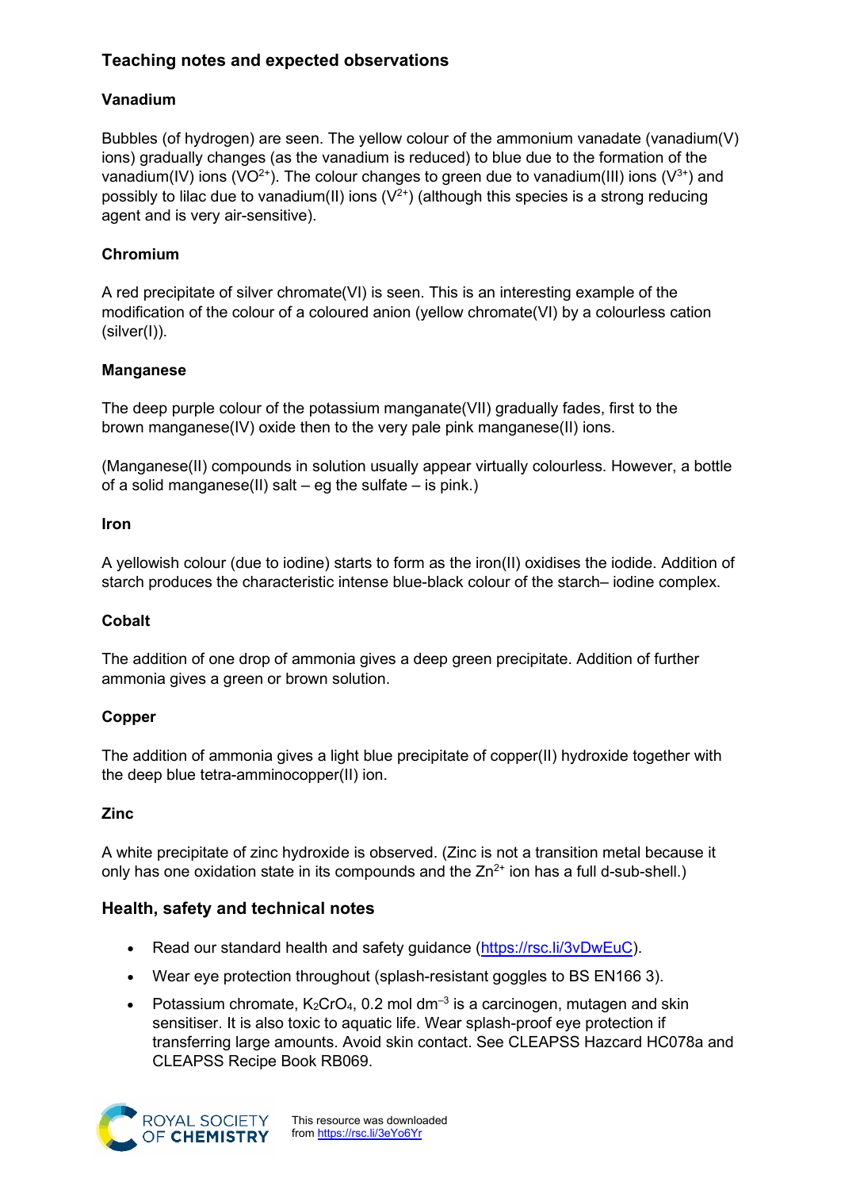## Teaching notes and expected observations

### Vanadium

Bubbles (of hydrogen) are seen. The yellow colour of the ammonium vanadate (vanadium(V) ions) gradually changes (as the vanadium is reduced) to blue due to the formation of the vanadium(IV) ions ($VO^{2+}$). The colour changes to green due to vanadium(III) ions ($V^{3+}$) and possibly to lilac due to vanadium(II) ions ($V^{2+}$) (although this species is a strong reducing agent and is very air-sensitive).

### Chromium

A red precipitate of silver chromate(VI) is seen. This is an interesting example of the modification of the colour of a coloured anion (yellow chromate(VI) by a colourless cation (silver(I)).

### Manganese

The deep purple colour of the potassium manganate(VII) gradually fades, first to the brown manganese(IV) oxide then to the very pale pink manganese(II) ions.

(Manganese(II) compounds in solution usually appear virtually colourless. However, a bottle of a solid manganese(II) salt – eg the sulfate – is pink.)

### Iron

A yellowish colour (due to iodine) starts to form as the iron(II) oxidises the iodide. Addition of starch produces the characteristic intense blue-black colour of the starch– iodine complex.

### Cobalt

The addition of one drop of ammonia gives a deep green precipitate. Addition of further ammonia gives a green or brown solution.

### Copper

The addition of ammonia gives a light blue precipitate of copper(II) hydroxide together with the deep blue tetra-amminocopper(II) ion.

### Zinc

A white precipitate of zinc hydroxide is observed. (Zinc is not a transition metal because it only has one oxidation state in its compounds and the $Zn^{2+}$ ion has a full d-sub-shell.)

## Health, safety and technical notes

- Read our standard health and safety guidance (https://rsc.li/3vDwEuC).
- Wear eye protection throughout (splash-resistant goggles to BS EN166 3).
- Potassium chromate, $K_2CrO_4$, 0.2 mol $dm^{-3}$ is a carcinogen, mutagen and skin sensitiser. It is also toxic to aquatic life. Wear splash-proof eye protection if transferring large amounts. Avoid skin contact. See CLEAPSS Hazcard HC078a and CLEAPSS Recipe Book RB069.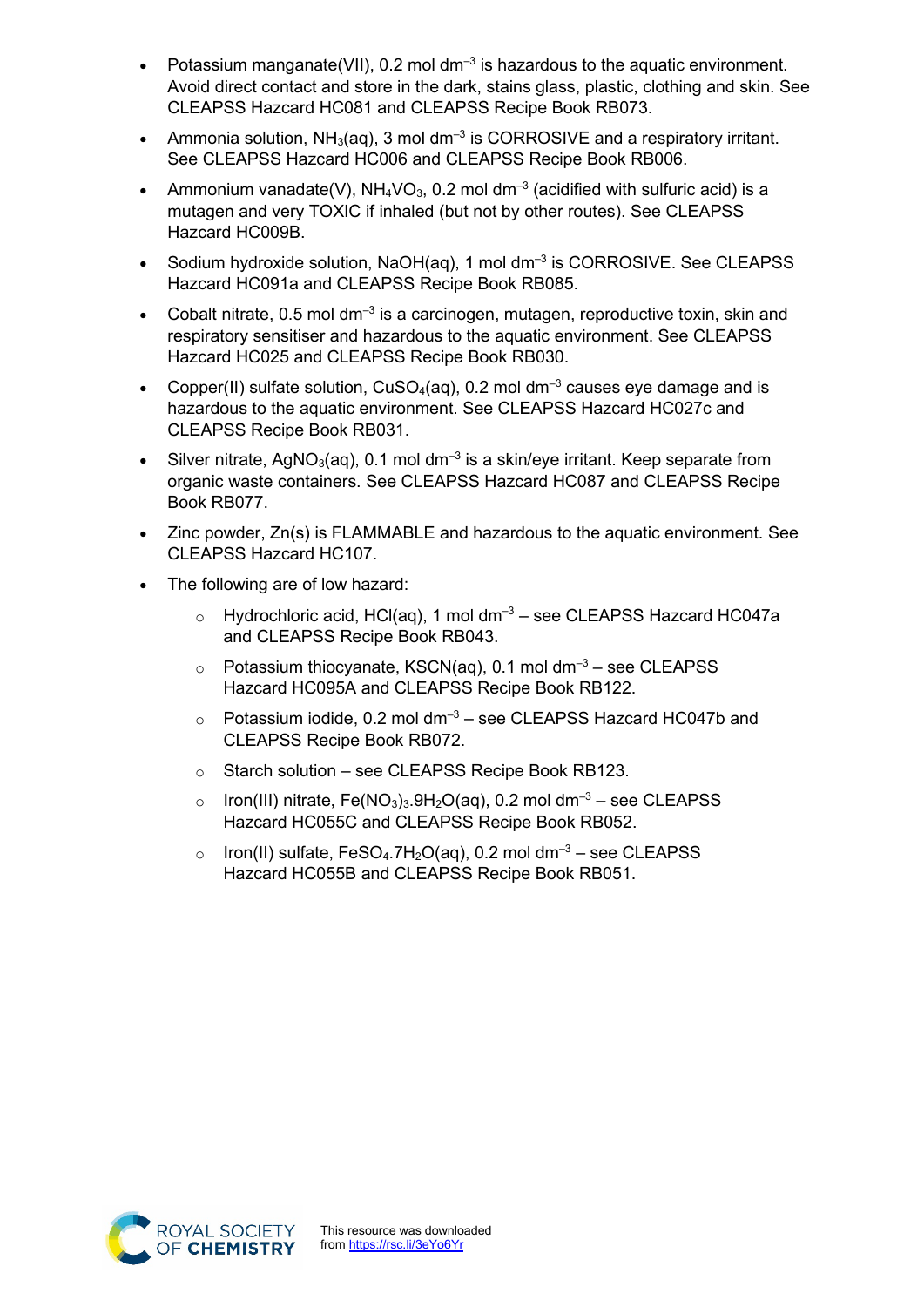- Potassium manganate(VII), 0.2 mol dm$^{-3}$ is hazardous to the aquatic environment. Avoid direct contact and store in the dark, stains glass, plastic, clothing and skin. See CLEAPSS Hazcard HC081 and CLEAPSS Recipe Book RB073.
- Ammonia solution, $NH_3$(aq), 3 mol dm$^{-3}$ is CORROSIVE and a respiratory irritant. See CLEAPSS Hazcard HC006 and CLEAPSS Recipe Book RB006.
- Ammonium vanadate(V), $NH_4VO_3$, 0.2 mol dm$^{-3}$ (acidified with sulfuric acid) is a mutagen and very TOXIC if inhaled (but not by other routes). See CLEAPSS Hazcard HC009B.
- Sodium hydroxide solution, NaOH(aq), 1 mol dm$^{-3}$ is CORROSIVE. See CLEAPSS Hazcard HC091a and CLEAPSS Recipe Book RB085.
- Cobalt nitrate, 0.5 mol dm$^{-3}$ is a carcinogen, mutagen, reproductive toxin, skin and respiratory sensitiser and hazardous to the aquatic environment. See CLEAPSS Hazcard HC025 and CLEAPSS Recipe Book RB030.
- Copper(II) sulfate solution, $CuSO_4$(aq), 0.2 mol dm$^{-3}$ causes eye damage and is hazardous to the aquatic environment. See CLEAPSS Hazcard HC027c and CLEAPSS Recipe Book RB031.
- Silver nitrate, $AgNO_3$(aq), 0.1 mol dm$^{-3}$ is a skin/eye irritant. Keep separate from organic waste containers. See CLEAPSS Hazcard HC087 and CLEAPSS Recipe Book RB077.
- Zinc powder, Zn(s) is FLAMMABLE and hazardous to the aquatic environment. See CLEAPSS Hazcard HC107.
- The following are of low hazard:
  - Hydrochloric acid, HCl(aq), 1 mol dm$^{-3}$ – see CLEAPSS Hazcard HC047a and CLEAPSS Recipe Book RB043.
  - Potassium thiocyanate, KSCN(aq), 0.1 mol dm$^{-3}$ – see CLEAPSS Hazcard HC095A and CLEAPSS Recipe Book RB122.
  - Potassium iodide, 0.2 mol dm$^{-3}$ – see CLEAPSS Hazcard HC047b and CLEAPSS Recipe Book RB072.
  - Starch solution – see CLEAPSS Recipe Book RB123.
  - Iron(III) nitrate, $Fe(NO_3)_3.9H_2O$(aq), 0.2 mol dm$^{-3}$ – see CLEAPSS Hazcard HC055C and CLEAPSS Recipe Book RB052.
  - Iron(II) sulfate, $FeSO_4.7H_2O$(aq), 0.2 mol dm$^{-3}$ – see CLEAPSS Hazcard HC055B and CLEAPSS Recipe Book RB051.